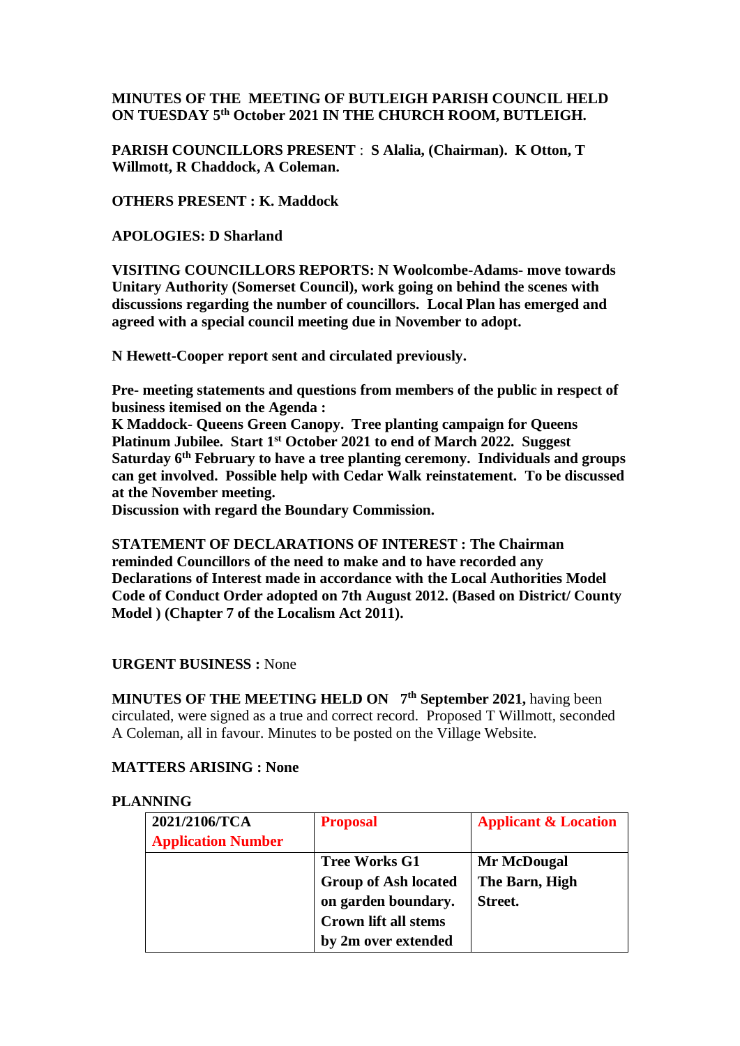**MINUTES OF THE MEETING OF BUTLEIGH PARISH COUNCIL HELD ON TUESDAY 5th October 2021 IN THE CHURCH ROOM, BUTLEIGH.**

**PARISH COUNCILLORS PRESENT** : **S Alalia, (Chairman). K Otton, T Willmott, R Chaddock, A Coleman.**

**OTHERS PRESENT : K. Maddock**

**APOLOGIES: D Sharland**

**VISITING COUNCILLORS REPORTS: N Woolcombe-Adams- move towards Unitary Authority (Somerset Council), work going on behind the scenes with discussions regarding the number of councillors. Local Plan has emerged and agreed with a special council meeting due in November to adopt.**

**N Hewett-Cooper report sent and circulated previously.**

**Pre- meeting statements and questions from members of the public in respect of business itemised on the Agenda :**
**K Maddock- Queens Green Canopy. Tree planting campaign for Queens Platinum Jubilee. Start 1st October 2021 to end of March 2022. Suggest Saturday 6th February to have a tree planting ceremony. Individuals and groups can get involved. Possible help with Cedar Walk reinstatement. To be discussed at the November meeting.**
**Discussion with regard the Boundary Commission.**

**STATEMENT OF DECLARATIONS OF INTEREST : The Chairman reminded Councillors of the need to make and to have recorded any Declarations of Interest made in accordance with the Local Authorities Model Code of Conduct Order adopted on 7th August 2012. (Based on District/ County Model ) (Chapter 7 of the Localism Act 2011).**

**URGENT BUSINESS :** None

**MINUTES OF THE MEETING HELD ON 7th September 2021,** having been circulated, were signed as a true and correct record. Proposed T Willmott, seconded A Coleman, all in favour. Minutes to be posted on the Village Website.

**MATTERS ARISING : None**

**PLANNING**

| **2021/2106/TCA** **Application Number** | **Proposal** | **Applicant & Location** |
|---|---|---|
| | **Tree Works G1 Group of Ash located on garden boundary. Crown lift all stems by 2m over extended** | **Mr McDougal The Barn, High Street.** |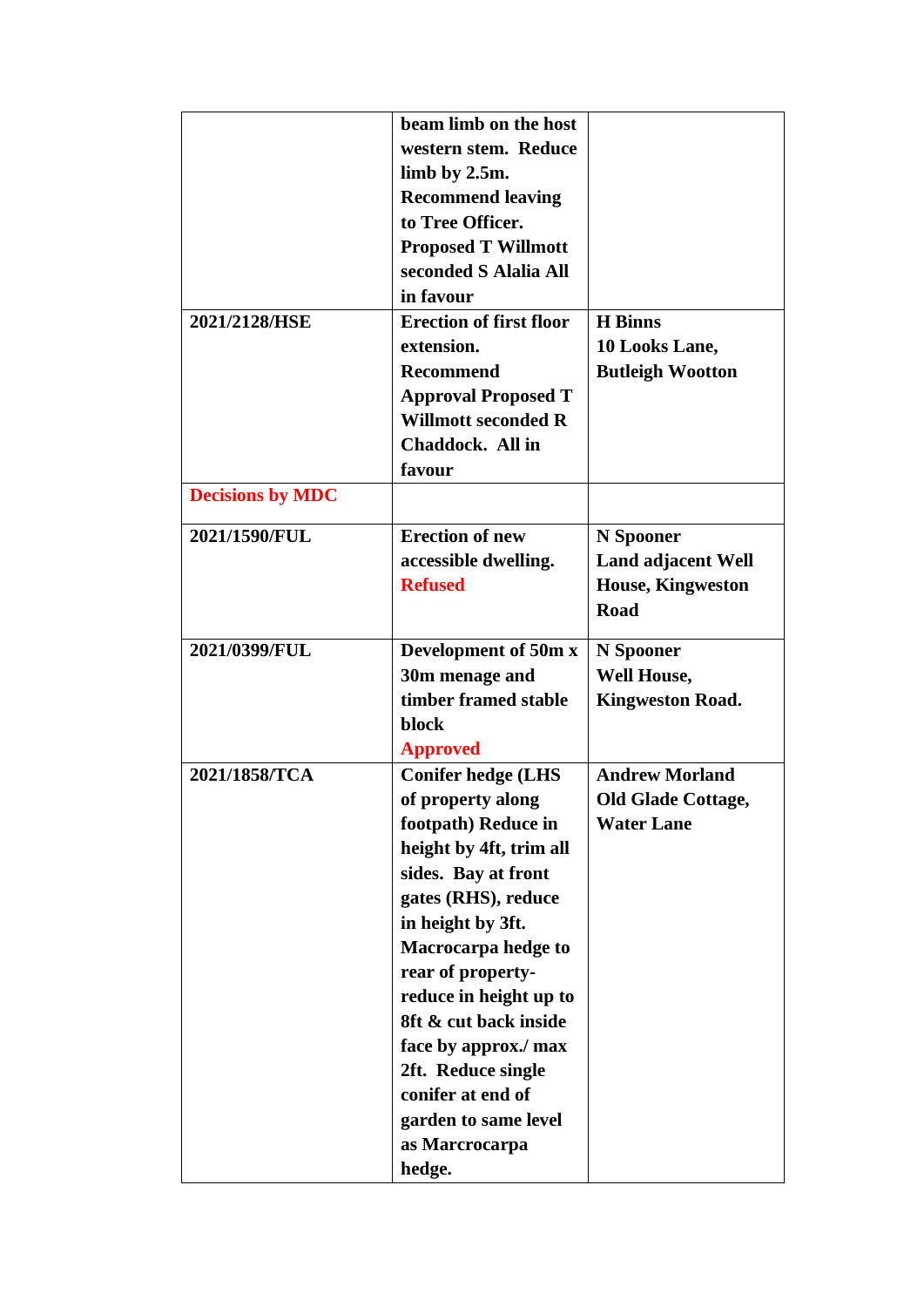| | | |
|---|---|---|
| | **beam limb on the host western stem. Reduce limb by 2.5m. Recommend leaving to Tree Officer. Proposed T Willmott seconded S Alalia All in favour** | |
| **2021/2128/HSE** | **Erection of first floor extension. Recommend Approval Proposed T Willmott seconded R Chaddock. All in favour** | **H Binns 10 Looks Lane, Butleigh Wootton** |
| **Decisions by MDC** | | |
| **2021/1590/FUL** | **Erection of new accessible dwelling. Refused** | **N Spooner Land adjacent Well House, Kingweston Road** |
| **2021/0399/FUL** | **Development of 50m x 30m menage and timber framed stable block Approved** | **N Spooner Well House, Kingweston Road.** |
| **2021/1858/TCA** | **Conifer hedge (LHS of property along footpath) Reduce in height by 4ft, trim all sides. Bay at front gates (RHS), reduce in height by 3ft. Macrocarpa hedge to rear of property- reduce in height up to 8ft & cut back inside face by approx./ max 2ft. Reduce single conifer at end of garden to same level as Marcrocarpa hedge.** | **Andrew Morland Old Glade Cottage, Water Lane** |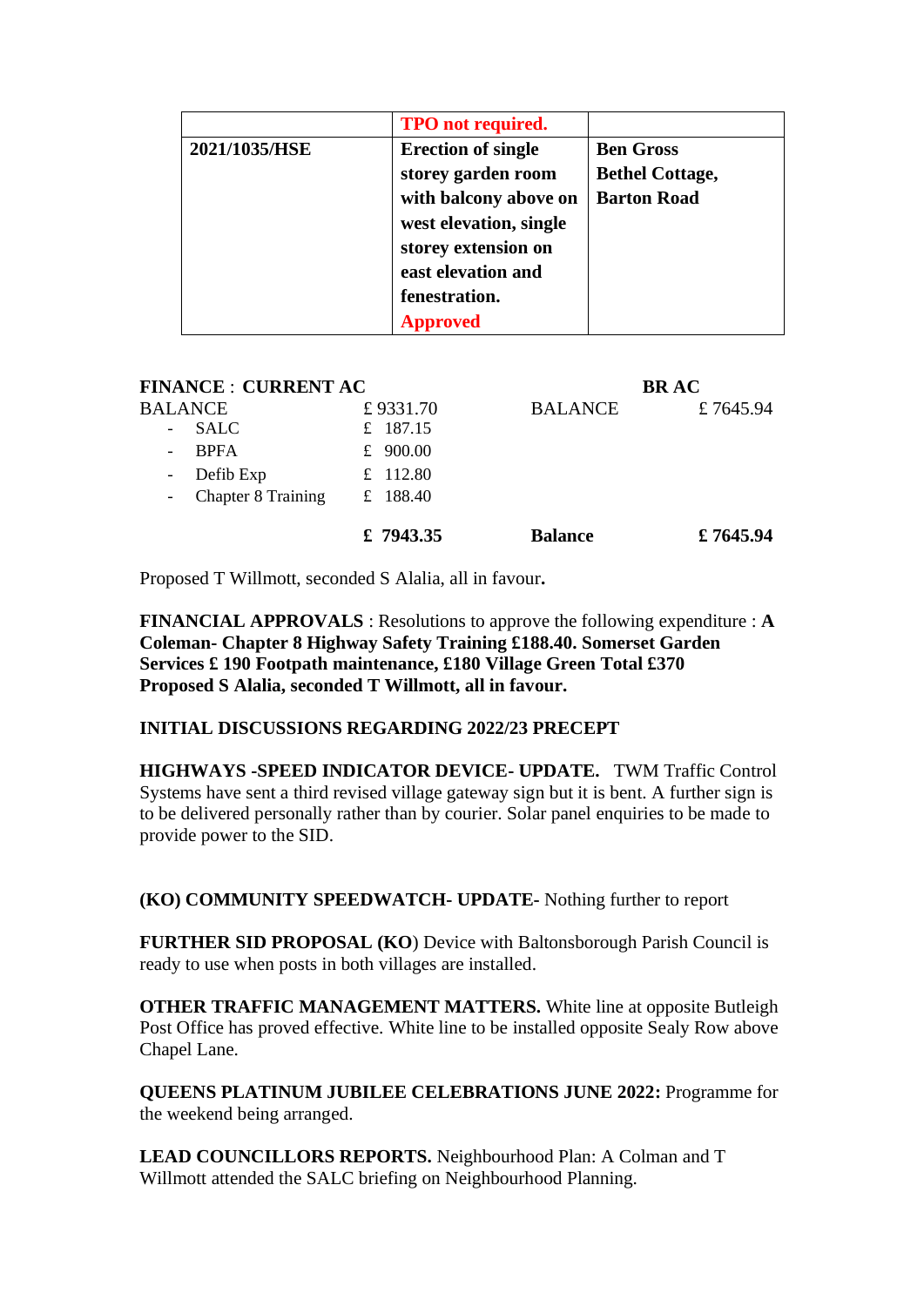| | **TPO not required.** | |
|---|---|---|
| **2021/1035/HSE** | **Erection of single storey garden room with balcony above on west elevation, single storey extension on east elevation and fenestration. Approved** | **Ben Gross Bethel Cottage, Barton Road** |

| **FINANCE** : **CURRENT AC** | | | **BR AC** |
|---|---|---|---|
| BALANCE | £ 9331.70 | BALANCE | £ 7645.94 |
| - SALC | £ 187.15 | | |
| - BPFA | £ 900.00 | | |
| - Defib Exp | £ 112.80 | | |
| - Chapter 8 Training | £ 188.40 | | |
| | **£ 7943.35** | **Balance** | **£ 7645.94** |

Proposed T Willmott, seconded S Alalia, all in favour**.**

**FINANCIAL APPROVALS** : Resolutions to approve the following expenditure : **A Coleman- Chapter 8 Highway Safety Training £188.40. Somerset Garden Services £ 190 Footpath maintenance, £180 Village Green Total £370 Proposed S Alalia, seconded T Willmott, all in favour.**

**INITIAL DISCUSSIONS REGARDING 2022/23 PRECEPT**

**HIGHWAYS -SPEED INDICATOR DEVICE- UPDATE.** TWM Traffic Control Systems have sent a third revised village gateway sign but it is bent. A further sign is to be delivered personally rather than by courier. Solar panel enquiries to be made to provide power to the SID.

**(KO) COMMUNITY SPEEDWATCH- UPDATE-** Nothing further to report

**FURTHER SID PROPOSAL (KO**) Device with Baltonsborough Parish Council is ready to use when posts in both villages are installed.

**OTHER TRAFFIC MANAGEMENT MATTERS.** White line at opposite Butleigh Post Office has proved effective. White line to be installed opposite Sealy Row above Chapel Lane.

**QUEENS PLATINUM JUBILEE CELEBRATIONS JUNE 2022:** Programme for the weekend being arranged.

**LEAD COUNCILLORS REPORTS.** Neighbourhood Plan: A Colman and T Willmott attended the SALC briefing on Neighbourhood Planning.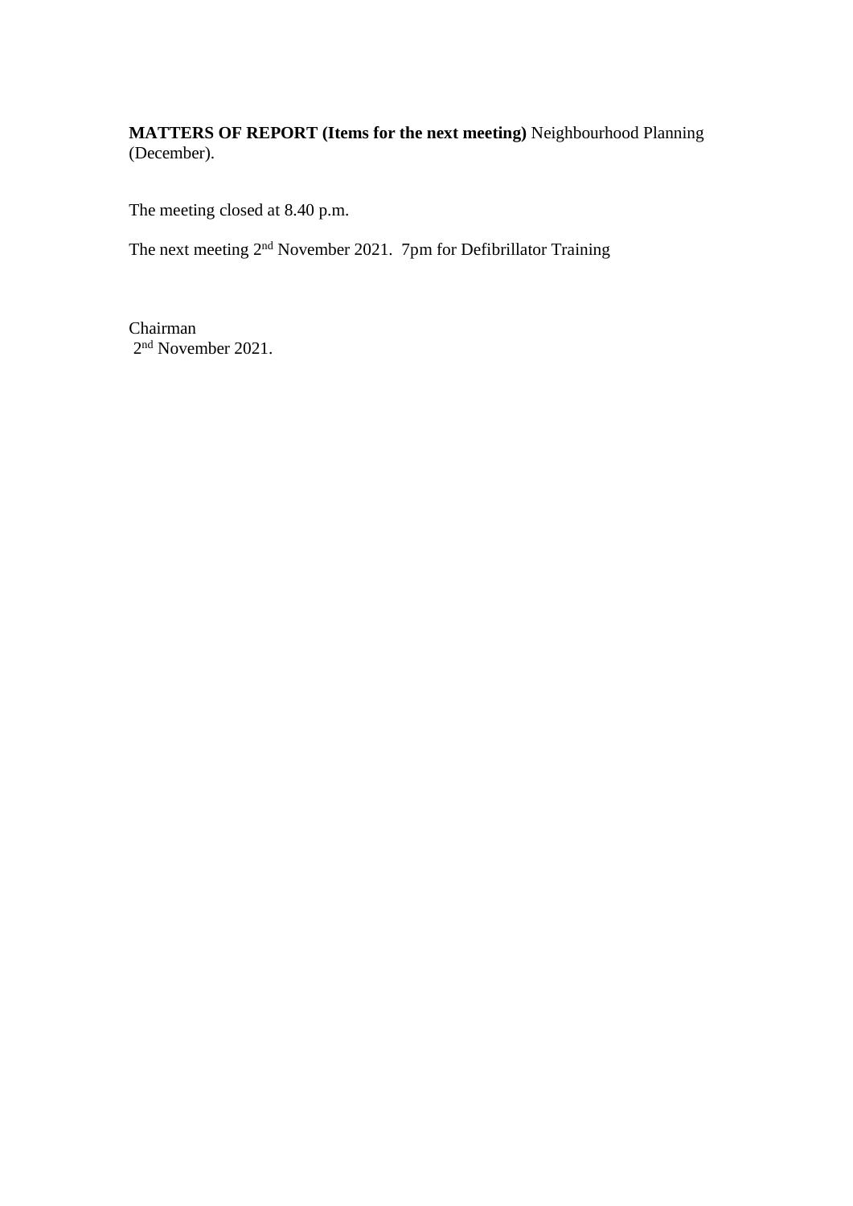**MATTERS OF REPORT (Items for the next meeting)** Neighbourhood Planning (December).

The meeting closed at 8.40 p.m.

The next meeting 2nd November 2021. 7pm for Defibrillator Training

Chairman
2nd November 2021.